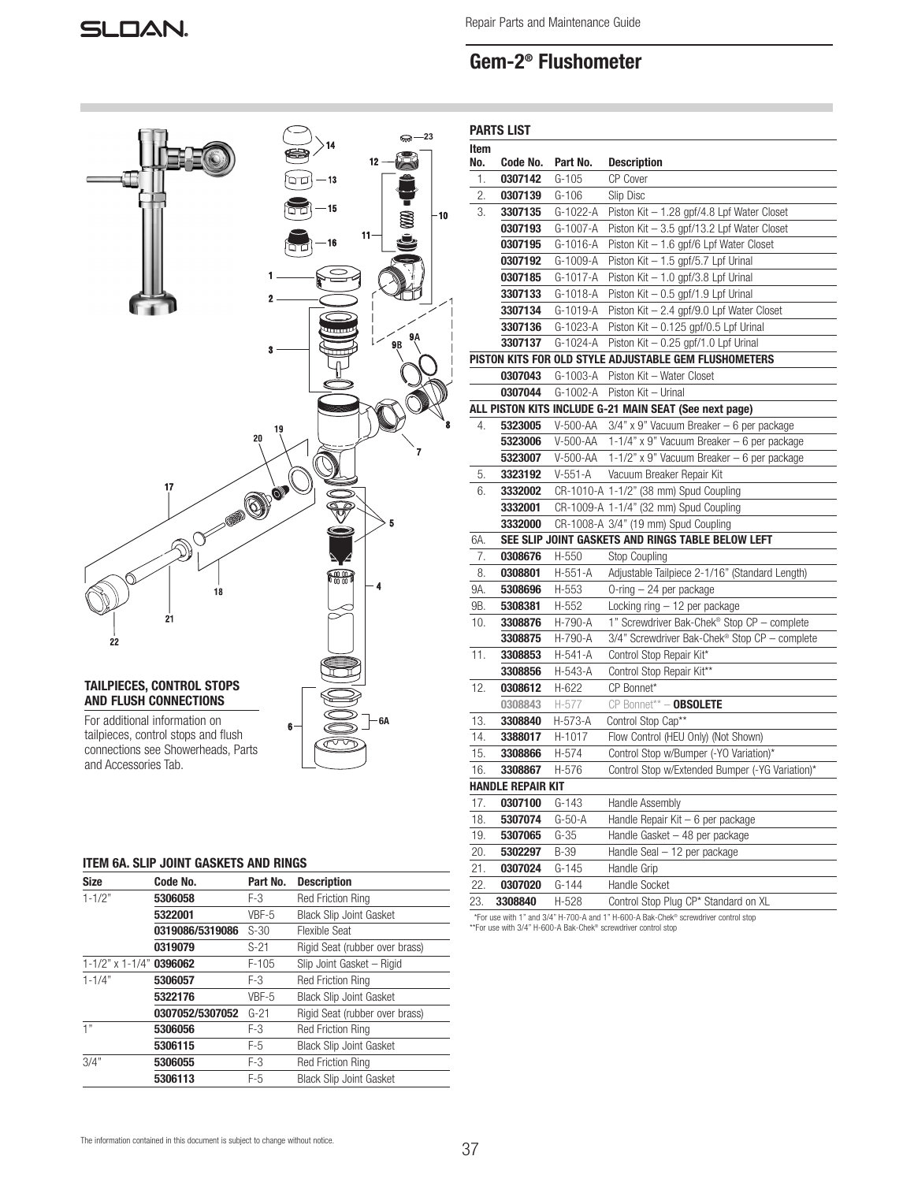# Gem-2® Flushometer

Repair Parts and Maintenance Guide

## TAILPIECES, CONTROL STOPS AND FLUSH CONNECTIONS

For additional information on tailpieces, control stops and flush connections see Showerheads, Parts and Accessories Tab.

### ITEM 6A. SLIP JOINT GASKETS AND RINGS

| Size | Code No. | Part No. | Description |
|---|---|---|---|
| 1-1/2" | **5306058** | F-3 | Red Friction Ring |
| | **5322001** | VBF-5 | Black Slip Joint Gasket |
| | **0319086/5319086** | S-30 | Flexible Seat |
| | **0319079** | S-21 | Rigid Seat (rubber over brass) |
| 1-1/2" x 1-1/4" | **0396062** | F-105 | Slip Joint Gasket – Rigid |
| 1-1/4" | **5306057** | F-3 | Red Friction Ring |
| | **5322176** | VBF-5 | Black Slip Joint Gasket |
| | **0307052/5307052** | G-21 | Rigid Seat (rubber over brass) |
| 1" | **5306056** | F-3 | Red Friction Ring |
| | **5306115** | F-5 | Black Slip Joint Gasket |
| 3/4" | **5306055** | F-3 | Red Friction Ring |
| | **5306113** | F-5 | Black Slip Joint Gasket |

## PARTS LIST

| Item No. | Code No. | Part No. | Description |
|---|---|---|---|
| 1. | **0307142** | G-105 | CP Cover |
| 2. | **0307139** | G-106 | Slip Disc |
| 3. | **3307135** | G-1022-A | Piston Kit – 1.28 gpf/4.8 Lpf Water Closet |
| | **0307193** | G-1007-A | Piston Kit – 3.5 gpf/13.2 Lpf Water Closet |
| | **0307195** | G-1016-A | Piston Kit – 1.6 gpf/6 Lpf Water Closet |
| | **0307192** | G-1009-A | Piston Kit – 1.5 gpf/5.7 Lpf Urinal |
| | **0307185** | G-1017-A | Piston Kit – 1.0 gpf/3.8 Lpf Urinal |
| | **3307133** | G-1018-A | Piston Kit – 0.5 gpf/1.9 Lpf Urinal |
| | **3307134** | G-1019-A | Piston Kit – 2.4 gpf/9.0 Lpf Water Closet |
| | **3307136** | G-1023-A | Piston Kit – 0.125 gpf/0.5 Lpf Urinal |
| | **3307137** | G-1024-A | Piston Kit – 0.25 gpf/1.0 Lpf Urinal |
| **PISTON KITS FOR OLD STYLE ADJUSTABLE GEM FLUSHOMETERS** | | | |
| | **0307043** | G-1003-A | Piston Kit – Water Closet |
| | **0307044** | G-1002-A | Piston Kit – Urinal |
| **ALL PISTON KITS INCLUDE G-21 MAIN SEAT (See next page)** | | | |
| 4. | **5323005** | V-500-AA | 3/4" x 9" Vacuum Breaker – 6 per package |
| | **5323006** | V-500-AA | 1-1/4" x 9" Vacuum Breaker – 6 per package |
| | **5323007** | V-500-AA | 1-1/2" x 9" Vacuum Breaker – 6 per package |
| 5. | **3323192** | V-551-A | Vacuum Breaker Repair Kit |
| 6. | **3332002** | CR-1010-A | 1-1/2" (38 mm) Spud Coupling |
| | **3332001** | CR-1009-A | 1-1/4" (32 mm) Spud Coupling |
| | **3332000** | CR-1008-A | 3/4" (19 mm) Spud Coupling |
| 6A. | **SEE SLIP JOINT GASKETS AND RINGS TABLE BELOW LEFT** | | |
| 7. | **0308676** | H-550 | Stop Coupling |
| 8. | **0308801** | H-551-A | Adjustable Tailpiece 2-1/16" (Standard Length) |
| 9A. | **5308696** | H-553 | O-ring – 24 per package |
| 9B. | **5308381** | H-552 | Locking ring – 12 per package |
| 10. | **3308876** | H-790-A | 1" Screwdriver Bak-Chek® Stop CP – complete |
| | **3308875** | H-790-A | 3/4" Screwdriver Bak-Chek® Stop CP – complete |
| 11. | **3308853** | H-541-A | Control Stop Repair Kit* |
| | **3308856** | H-543-A | Control Stop Repair Kit** |
| 12. | **0308612** | H-622 | CP Bonnet* |
| | 0308843 | H-577 | CP Bonnet** – **OBSOLETE** |
| 13. | **3308840** | H-573-A | Control Stop Cap** |
| 14. | **3388017** | H-1017 | Flow Control (HEU Only) (Not Shown) |
| 15. | **3308866** | H-574 | Control Stop w/Bumper (-YO Variation)* |
| 16. | **3308867** | H-576 | Control Stop w/Extended Bumper (-YG Variation)* |
| **HANDLE REPAIR KIT** | | | |
| 17. | **0307100** | G-143 | Handle Assembly |
| 18. | **5307074** | G-50-A | Handle Repair Kit – 6 per package |
| 19. | **5307065** | G-35 | Handle Gasket – 48 per package |
| 20. | **5302297** | B-39 | Handle Seal – 12 per package |
| 21. | **0307024** | G-145 | Handle Grip |
| 22. | **0307020** | G-144 | Handle Socket |
| 23. | **3308840** | H-528 | Control Stop Plug CP* Standard on XL |

*For use with 1" and 3/4" H-700-A and 1" H-600-A Bak-Chek® screwdriver control stop
**For use with 3/4" H-600-A Bak-Chek® screwdriver control stop

The information contained in this document is subject to change without notice.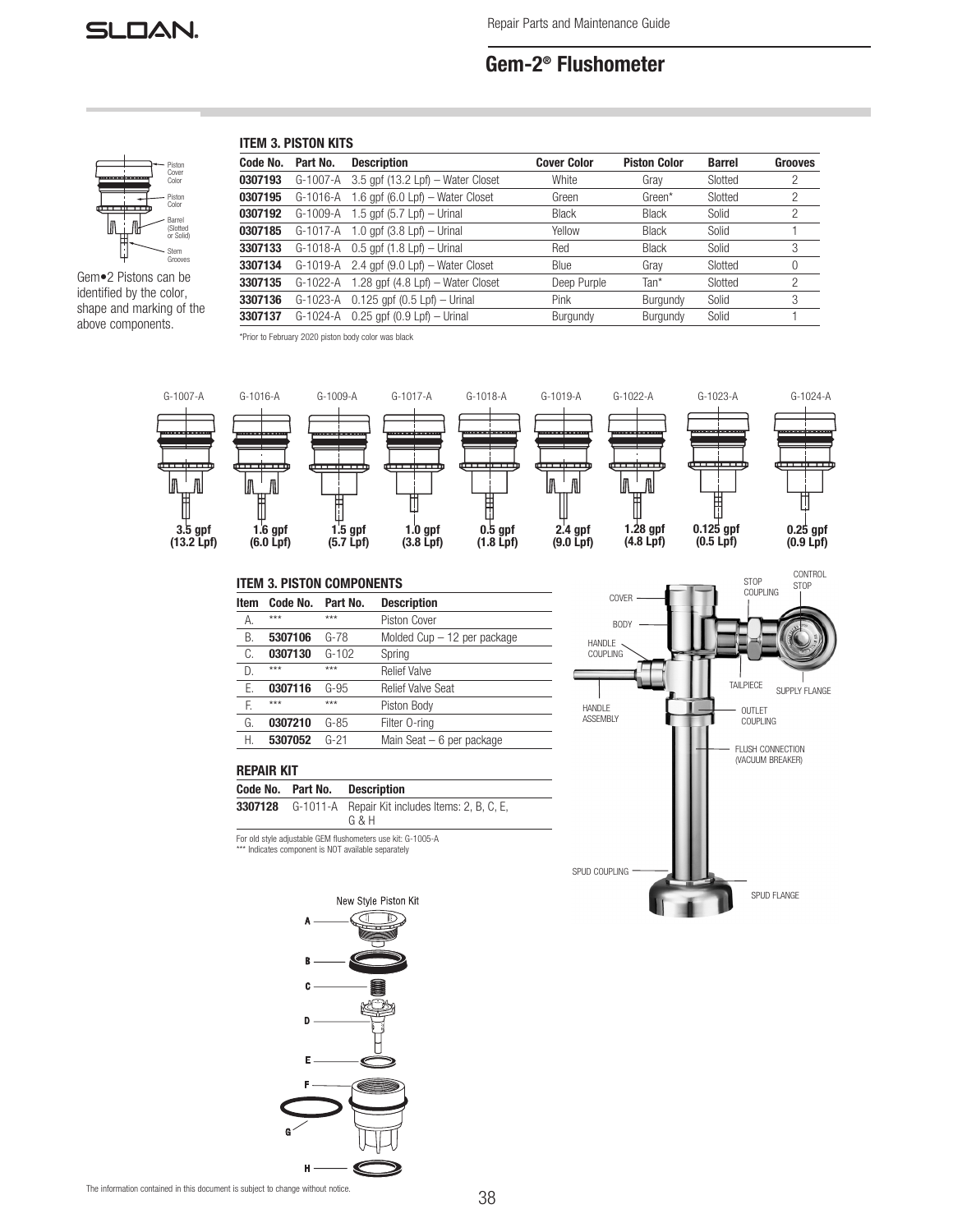## Gem-2® Flushometer

Gem•2 Pistons can be identified by the color, shape and marking of the above components.

### ITEM 3. PISTON KITS

| Code No. | Part No. | Description | Cover Color | Piston Color | Barrel | Grooves |
|---|---|---|---|---|---|---|
| **0307193** | G-1007-A | 3.5 gpf (13.2 Lpf) – Water Closet | White | Gray | Slotted | 2 |
| **0307195** | G-1016-A | 1.6 gpf (6.0 Lpf) – Water Closet | Green | Green* | Slotted | 2 |
| **0307192** | G-1009-A | 1.5 gpf (5.7 Lpf) – Urinal | Black | Black | Solid | 2 |
| **0307185** | G-1017-A | 1.0 gpf (3.8 Lpf) – Urinal | Yellow | Black | Solid | 1 |
| **3307133** | G-1018-A | 0.5 gpf (1.8 Lpf) – Urinal | Red | Black | Solid | 3 |
| **3307134** | G-1019-A | 2.4 gpf (9.0 Lpf) – Water Closet | Blue | Gray | Slotted | 0 |
| **3307135** | G-1022-A | 1.28 gpf (4.8 Lpf) – Water Closet | Deep Purple | Tan* | Slotted | 2 |
| **3307136** | G-1023-A | 0.125 gpf (0.5 Lpf) – Urinal | Pink | Burgundy | Solid | 3 |
| **3307137** | G-1024-A | 0.25 gpf (0.9 Lpf) – Urinal | Burgundy | Burgundy | Solid | 1 |

*Prior to February 2020 piston body color was black

G-1007-A 3.5 gpf (13.2 Lpf)
G-1016-A 1.6 gpf (6.0 Lpf)
G-1009-A 1.5 gpf (5.7 Lpf)
G-1017-A 1.0 gpf (3.8 Lpf)
G-1018-A 0.5 gpf (1.8 Lpf)
G-1019-A 2.4 gpf (9.0 Lpf)
G-1022-A 1.28 gpf (4.8 Lpf)
G-1023-A 0.125 gpf (0.5 Lpf)
G-1024-A 0.25 gpf (0.9 Lpf)

### ITEM 3. PISTON COMPONENTS

| Item | Code No. | Part No. | Description |
|---|---|---|---|
| A. | *** | *** | Piston Cover |
| B. | **5307106** | G-78 | Molded Cup – 12 per package |
| C. | **0307130** | G-102 | Spring |
| D. | *** | *** | Relief Valve |
| E. | **0307116** | G-95 | Relief Valve Seat |
| F. | *** | *** | Piston Body |
| G. | **0307210** | G-85 | Filter O-ring |
| H. | **5307052** | G-21 | Main Seat – 6 per package |

### REPAIR KIT

| Code No. | Part No. | Description |
|---|---|---|
| **3307128** | G-1011-A | Repair Kit includes Items: 2, B, C, E, G & H |

For old style adjustable GEM flushometers use kit: G-1005-A
*** Indicates component is NOT available separately

New Style Piston Kit

COVER, BODY, HANDLE COUPLING, HANDLE ASSEMBLY, STOP COUPLING, CONTROL STOP, TAILPIECE, SUPPLY FLANGE, OUTLET COUPLING, FLUSH CONNECTION (VACUUM BREAKER), SPUD COUPLING, SPUD FLANGE

The information contained in this document is subject to change without notice.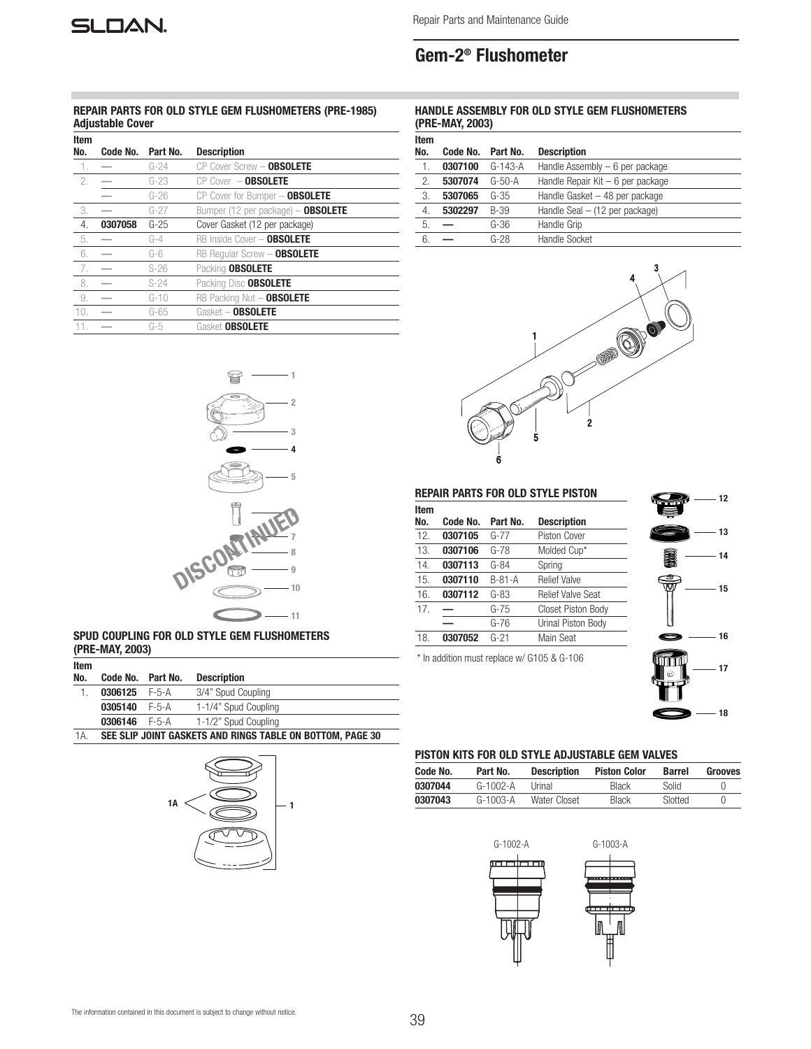# Gem-2® Flushometer

## REPAIR PARTS FOR OLD STYLE GEM FLUSHOMETERS (PRE-1985)

### Adjustable Cover

| Item No. | Code No. | Part No. | Description |
|---|---|---|---|
| 1. | — | G-24 | CP Cover Screw – **OBSOLETE** |
| 2. | — | G-23 | CP Cover – **OBSOLETE** |
| | — | G-26 | CP Cover for Bumper – **OBSOLETE** |
| 3. | — | G-27 | Bumper (12 per package) – **OBSOLETE** |
| 4. | **0307058** | G-25 | Cover Gasket (12 per package) |
| 5. | — | G-4 | RB Inside Cover – **OBSOLETE** |
| 6. | — | G-6 | RB Regular Screw – **OBSOLETE** |
| 7. | — | S-26 | Packing **OBSOLETE** |
| 8. | — | S-24 | Packing Disc **OBSOLETE** |
| 9. | — | G-10 | RB Packing Nut – **OBSOLETE** |
| 10. | — | G-65 | Gasket – **OBSOLETE** |
| 11. | — | G-5 | Gasket **OBSOLETE** |

DISCONTINUED

## SPUD COUPLING FOR OLD STYLE GEM FLUSHOMETERS (PRE-MAY, 2003)

| Item No. | Code No. | Part No. | Description |
|---|---|---|---|
| 1. | **0306125** | F-5-A | 3/4" Spud Coupling |
| | **0305140** | F-5-A | 1-1/4" Spud Coupling |
| | **0306146** | F-5-A | 1-1/2" Spud Coupling |
| 1A. | **SEE SLIP JOINT GASKETS AND RINGS TABLE ON BOTTOM, PAGE 30** | | |

## HANDLE ASSEMBLY FOR OLD STYLE GEM FLUSHOMETERS (PRE-MAY, 2003)

| Item No. | Code No. | Part No. | Description |
|---|---|---|---|
| 1. | **0307100** | G-143-A | Handle Assembly – 6 per package |
| 2. | **5307074** | G-50-A | Handle Repair Kit – 6 per package |
| 3. | **5307065** | G-35 | Handle Gasket – 48 per package |
| 4. | **5302297** | B-39 | Handle Seal – (12 per package) |
| 5. | **—** | G-36 | Handle Grip |
| 6. | **—** | G-28 | Handle Socket |

## REPAIR PARTS FOR OLD STYLE PISTON

| Item No. | Code No. | Part No. | Description |
|---|---|---|---|
| 12. | **0307105** | G-77 | Piston Cover |
| 13. | **0307106** | G-78 | Molded Cup* |
| 14. | **0307113** | G-84 | Spring |
| 15. | **0307110** | B-81-A | Relief Valve |
| 16. | **0307112** | G-83 | Relief Valve Seat |
| 17. | **—** | G-75 | Closet Piston Body |
| | **—** | G-76 | Urinal Piston Body |
| 18. | **0307052** | G-21 | Main Seat |

\* In addition must replace w/ G105 & G-106

## PISTON KITS FOR OLD STYLE ADJUSTABLE GEM VALVES

| Code No. | Part No. | Description | Piston Color | Barrel | Grooves |
|---|---|---|---|---|---|
| **0307044** | G-1002-A | Urinal | Black | Solid | 0 |
| **0307043** | G-1003-A | Water Closet | Black | Slotted | 0 |

G-1002-A G-1003-A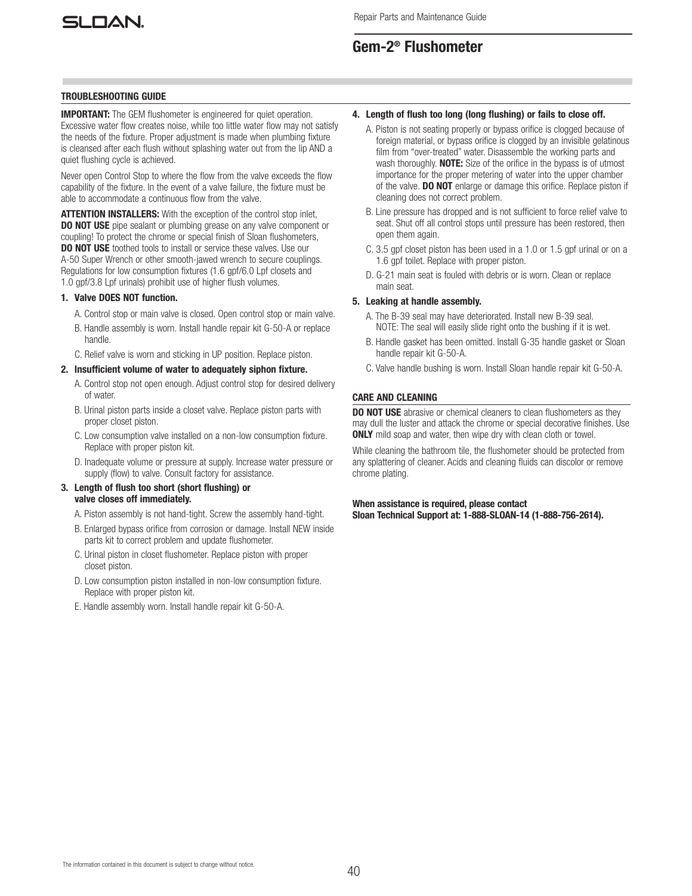# Gem-2® Flushometer

## TROUBLESHOOTING GUIDE

**IMPORTANT:** The GEM flushometer is engineered for quiet operation. Excessive water flow creates noise, while too little water flow may not satisfy the needs of the fixture. Proper adjustment is made when plumbing fixture is cleansed after each flush without splashing water out from the lip AND a quiet flushing cycle is achieved.

Never open Control Stop to where the flow from the valve exceeds the flow capability of the fixture. In the event of a valve failure, the fixture must be able to accommodate a continuous flow from the valve.

**ATTENTION INSTALLERS:** With the exception of the control stop inlet, **DO NOT USE** pipe sealant or plumbing grease on any valve component or coupling! To protect the chrome or special finish of Sloan flushometers, **DO NOT USE** toothed tools to install or service these valves. Use our A-50 Super Wrench or other smooth-jawed wrench to secure couplings. Regulations for low consumption fixtures (1.6 gpf/6.0 Lpf closets and 1.0 gpf/3.8 Lpf urinals) prohibit use of higher flush volumes.

**1. Valve DOES NOT function.**

A. Control stop or main valve is closed. Open control stop or main valve.

B. Handle assembly is worn. Install handle repair kit G-50-A or replace handle.

C. Relief valve is worn and sticking in UP position. Replace piston.

**2. Insufficient volume of water to adequately siphon fixture.**

A. Control stop not open enough. Adjust control stop for desired delivery of water.

B. Urinal piston parts inside a closet valve. Replace piston parts with proper closet piston.

C. Low consumption valve installed on a non-low consumption fixture. Replace with proper piston kit.

D. Inadequate volume or pressure at supply. Increase water pressure or supply (flow) to valve. Consult factory for assistance.

**3. Length of flush too short (short flushing) or valve closes off immediately.**

A. Piston assembly is not hand-tight. Screw the assembly hand-tight.

B. Enlarged bypass orifice from corrosion or damage. Install NEW inside parts kit to correct problem and update flushometer.

C. Urinal piston in closet flushometer. Replace piston with proper closet piston.

D. Low consumption piston installed in non-low consumption fixture. Replace with proper piston kit.

E. Handle assembly worn. Install handle repair kit G-50-A.

**4. Length of flush too long (long flushing) or fails to close off.**

A. Piston is not seating properly or bypass orifice is clogged because of foreign material, or bypass orifice is clogged by an invisible gelatinous film from "over-treated" water. Disassemble the working parts and wash thoroughly. **NOTE:** Size of the orifice in the bypass is of utmost importance for the proper metering of water into the upper chamber of the valve. **DO NOT** enlarge or damage this orifice. Replace piston if cleaning does not correct problem.

B. Line pressure has dropped and is not sufficient to force relief valve to seat. Shut off all control stops until pressure has been restored, then open them again.

C. 3.5 gpf closet piston has been used in a 1.0 or 1.5 gpf urinal or on a 1.6 gpf toilet. Replace with proper piston.

D. G-21 main seat is fouled with debris or is worn. Clean or replace main seat.

**5. Leaking at handle assembly.**

A. The B-39 seal may have deteriorated. Install new B-39 seal. NOTE: The seal will easily slide right onto the bushing if it is wet.

B. Handle gasket has been omitted. Install G-35 handle gasket or Sloan handle repair kit G-50-A.

C. Valve handle bushing is worn. Install Sloan handle repair kit G-50-A.

## CARE AND CLEANING

**DO NOT USE** abrasive or chemical cleaners to clean flushometers as they may dull the luster and attack the chrome or special decorative finishes. Use **ONLY** mild soap and water, then wipe dry with clean cloth or towel.

While cleaning the bathroom tile, the flushometer should be protected from any splattering of cleaner. Acids and cleaning fluids can discolor or remove chrome plating.

**When assistance is required, please contact Sloan Technical Support at: 1-888-SLOAN-14 (1-888-756-2614).**

The information contained in this document is subject to change without notice.